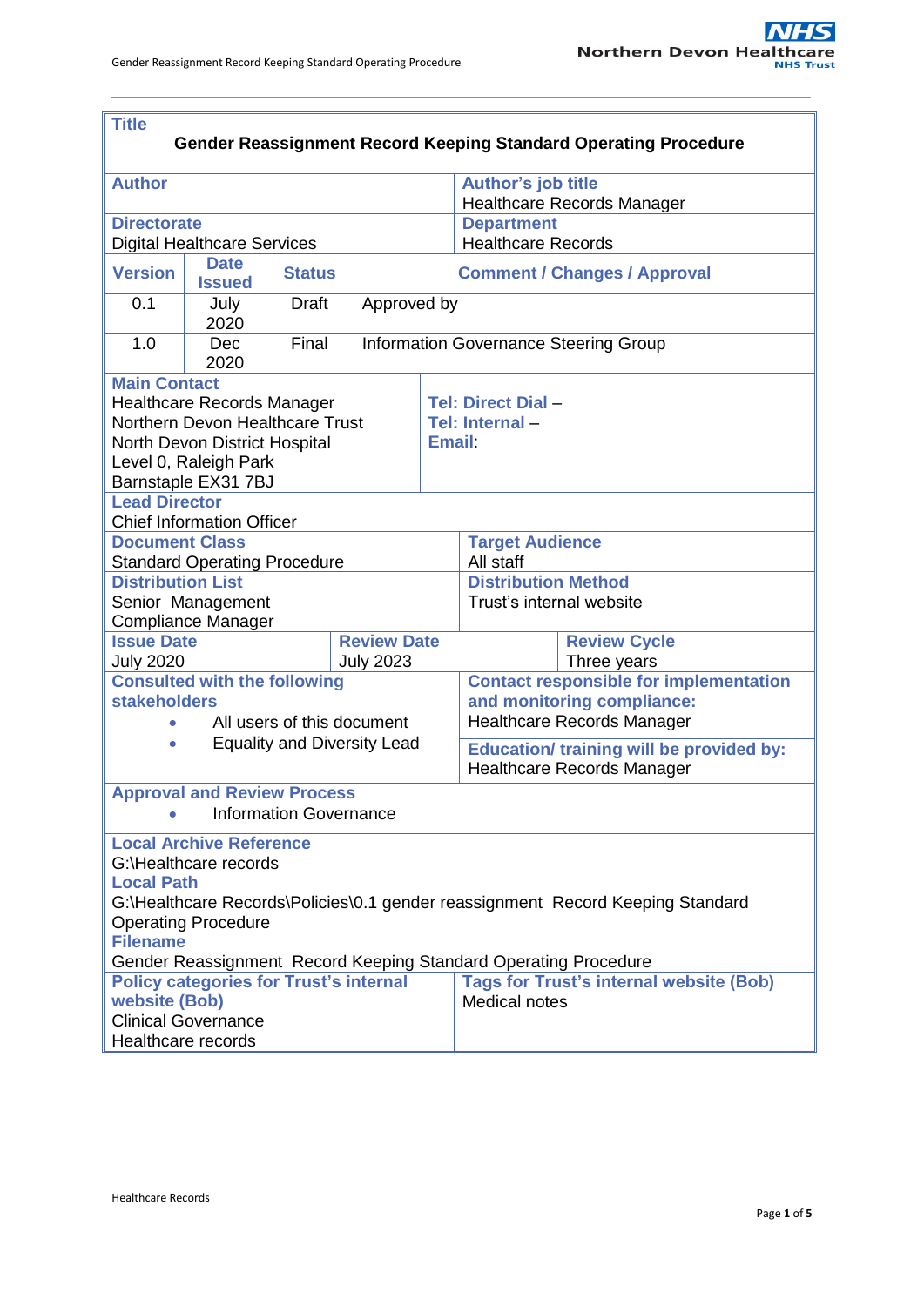| **Title** | | | |
|---|---|---|---|
| **Gender Reassignment Record Keeping Standard Operating Procedure** | | | |
| **Author** | | **Author's job title**<br>Healthcare Records Manager | |
| **Directorate**<br>Digital Healthcare Services | | **Department**<br>Healthcare Records | |

| **Version** | **Date Issued** | **Status** | **Comment / Changes / Approval** |
|---|---|---|---|
| 0.1 | July 2020 | Draft | Approved by |
| 1.0 | Dec 2020 | Final | Information Governance Steering Group |

| **Main Contact** | |
|---|---|
| Healthcare Records Manager<br>Northern Devon Healthcare Trust<br>North Devon District Hospital<br>Level 0, Raleigh Park<br>Barnstaple EX31 7BJ | **Tel: Direct Dial –**<br>**Tel: Internal –**<br>**Email:** |
| **Lead Director**<br>Chief Information Officer | |

| | | |
|---|---|---|
| **Document Class**<br>Standard Operating Procedure | | **Target Audience**<br>All staff |
| **Distribution List**<br>Senior Management<br>Compliance Manager | | **Distribution Method**<br>Trust's internal website |
| **Issue Date**<br>July 2020 | **Review Date**<br>July 2023 | **Review Cycle**<br>Three years |
| **Consulted with the following stakeholders**<br>• All users of this document<br>• Equality and Diversity Lead | | **Contact responsible for implementation and monitoring compliance:**<br>Healthcare Records Manager<br><br>**Education/ training will be provided by:**<br>Healthcare Records Manager |

**Approval and Review Process**

- Information Governance

**Local Archive Reference**
G:\Healthcare records

**Local Path**
G:\Healthcare Records\Policies\0.1 gender reassignment Record Keeping Standard Operating Procedure

**Filename**
Gender Reassignment Record Keeping Standard Operating Procedure

| **Policy categories for Trust's internal website (Bob)** | **Tags for Trust's internal website (Bob)** |
|---|---|
| Clinical Governance<br>Healthcare records | Medical notes |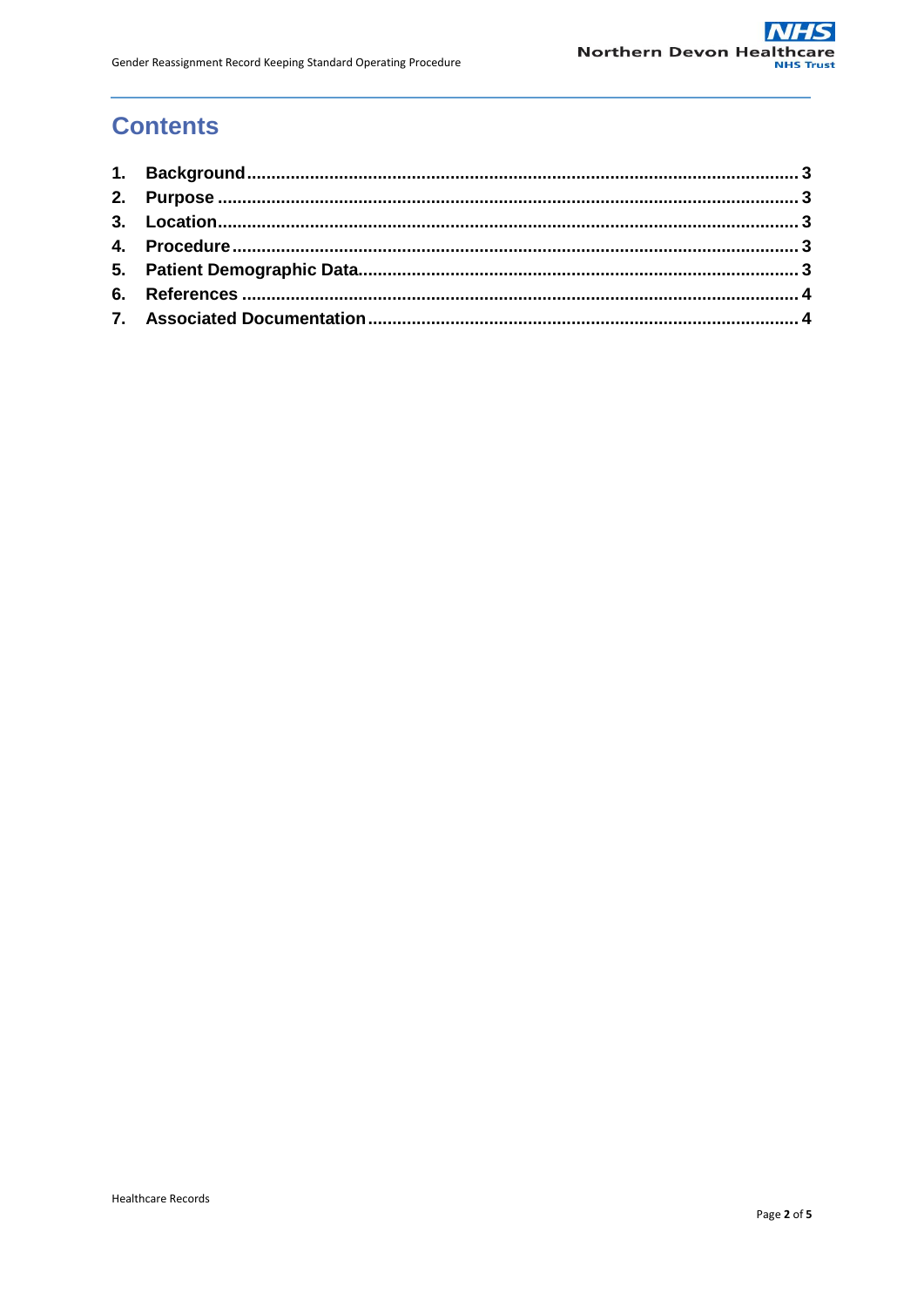# Contents

1. **Background** ........................................................................................................ 3
2. **Purpose** ........................................................................................................... 3
3. **Location** .......................................................................................................... 3
4. **Procedure** ........................................................................................................ 3
5. **Patient Demographic Data** .............................................................................. 3
6. **References** ....................................................................................................... 4
7. **Associated Documentation** ............................................................................. 4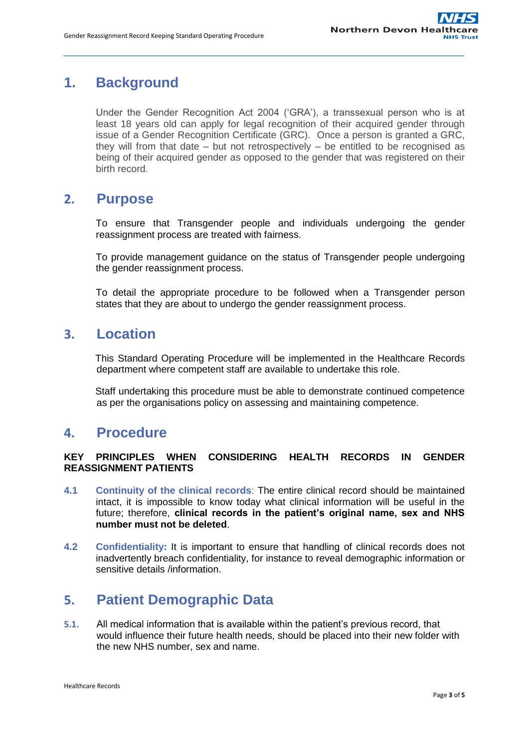## 1. Background

Under the Gender Recognition Act 2004 ('GRA'), a transsexual person who is at least 18 years old can apply for legal recognition of their acquired gender through issue of a Gender Recognition Certificate (GRC). Once a person is granted a GRC, they will from that date – but not retrospectively – be entitled to be recognised as being of their acquired gender as opposed to the gender that was registered on their birth record.

## 2. Purpose

To ensure that Transgender people and individuals undergoing the gender reassignment process are treated with fairness.

To provide management guidance on the status of Transgender people undergoing the gender reassignment process.

To detail the appropriate procedure to be followed when a Transgender person states that they are about to undergo the gender reassignment process.

## 3. Location

This Standard Operating Procedure will be implemented in the Healthcare Records department where competent staff are available to undertake this role.

Staff undertaking this procedure must be able to demonstrate continued competence as per the organisations policy on assessing and maintaining competence.

## 4. Procedure

**KEY PRINCIPLES WHEN CONSIDERING HEALTH RECORDS IN GENDER REASSIGNMENT PATIENTS**

**4.1** **Continuity of the clinical records**: The entire clinical record should be maintained intact, it is impossible to know today what clinical information will be useful in the future; therefore, **clinical records in the patient's original name, sex and NHS number must not be deleted**.

**4.2** **Confidentiality:** It is important to ensure that handling of clinical records does not inadvertently breach confidentiality, for instance to reveal demographic information or sensitive details /information.

## 5. Patient Demographic Data

**5.1.** All medical information that is available within the patient's previous record, that would influence their future health needs, should be placed into their new folder with the new NHS number, sex and name.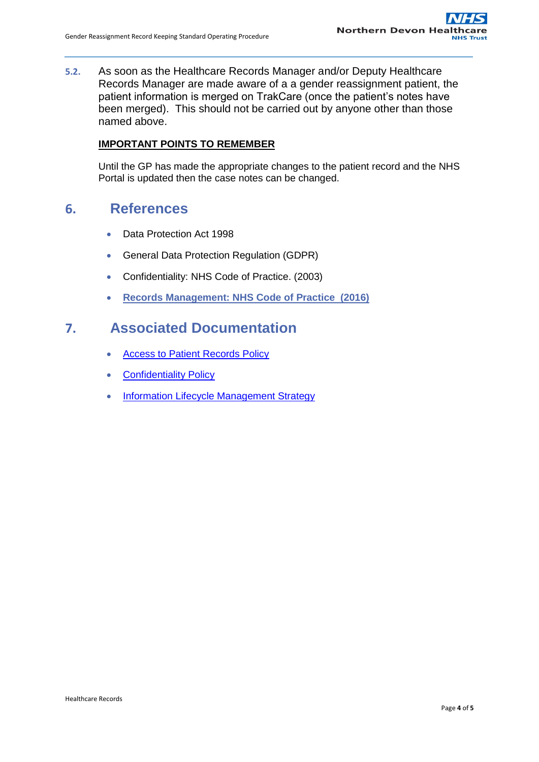**5.2.** As soon as the Healthcare Records Manager and/or Deputy Healthcare Records Manager are made aware of a a gender reassignment patient, the patient information is merged on TrakCare (once the patient's notes have been merged). This should not be carried out by anyone other than those named above.

**IMPORTANT POINTS TO REMEMBER**

Until the GP has made the appropriate changes to the patient record and the NHS Portal is updated then the case notes can be changed.

## 6. References

- Data Protection Act 1998
- General Data Protection Regulation (GDPR)
- Confidentiality: NHS Code of Practice. (2003)
- **Records Management: NHS Code of Practice (2016)**

## 7. Associated Documentation

- Access to Patient Records Policy
- Confidentiality Policy
- Information Lifecycle Management Strategy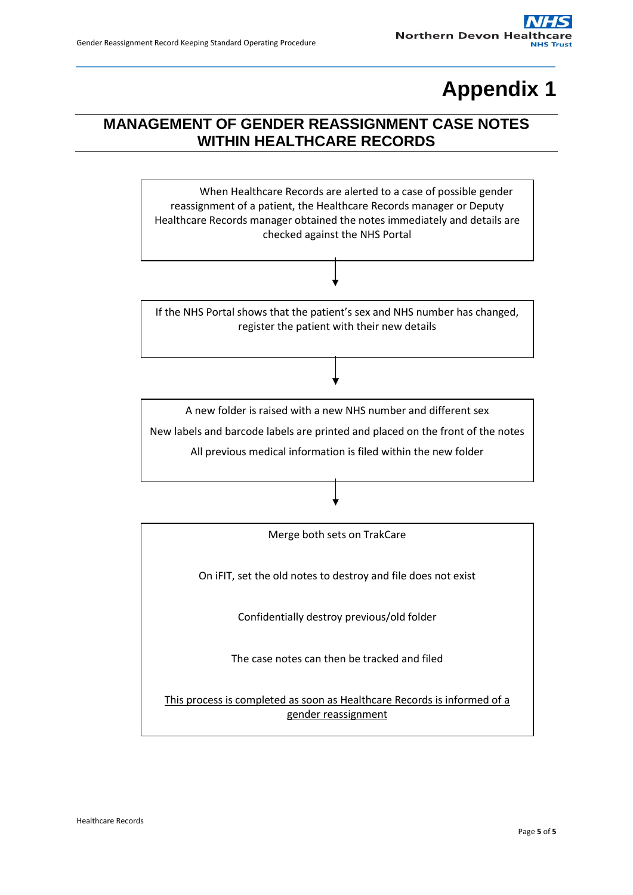# Appendix 1

## MANAGEMENT OF GENDER REASSIGNMENT CASE NOTES WITHIN HEALTHCARE RECORDS

When Healthcare Records are alerted to a case of possible gender reassignment of a patient, the Healthcare Records manager or Deputy Healthcare Records manager obtained the notes immediately and details are checked against the NHS Portal

↓

If the NHS Portal shows that the patient's sex and NHS number has changed, register the patient with their new details

↓

A new folder is raised with a new NHS number and different sex

New labels and barcode labels are printed and placed on the front of the notes

All previous medical information is filed within the new folder

↓

Merge both sets on TrakCare

On iFIT, set the old notes to destroy and file does not exist

Confidentially destroy previous/old folder

The case notes can then be tracked and filed

<u>This process is completed as soon as Healthcare Records is informed of a gender reassignment</u>